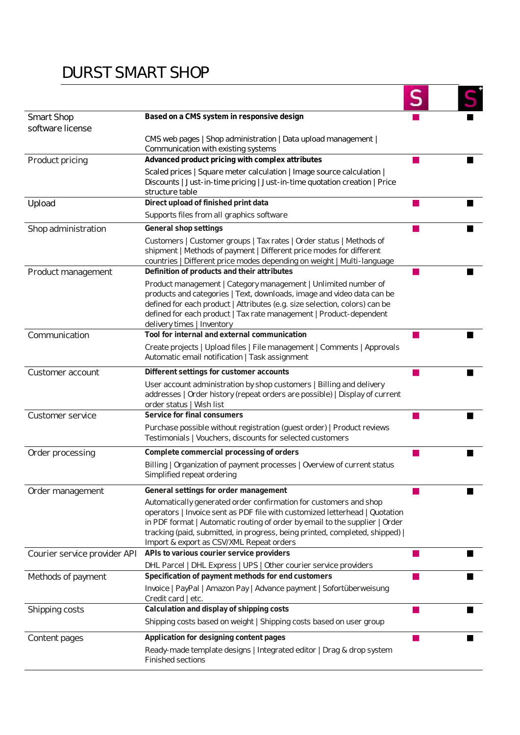# DURST SMART SHOP

| | | S | S+ |
|---|---|---|---|
| Smart Shop software license | **Based on a CMS system in responsive design**<br>CMS web pages \| Shop administration \| Data upload management \| Communication with existing systems | ■ | ■ |
| Product pricing | **Advanced product pricing with complex attributes**<br>Scaled prices \| Square meter calculation \| Image source calculation \| Discounts \| Just-in-time pricing \| Just-in-time quotation creation \| Price structure table | ■ | ■ |
| Upload | **Direct upload of finished print data**<br>Supports files from all graphics software | ■ | ■ |
| Shop administration | **General shop settings**<br>Customers \| Customer groups \| Tax rates \| Order status \| Methods of shipment \| Methods of payment \| Different price modes for different countries \| Different price modes depending on weight \| Multi-language | ■ | ■ |
| Product management | **Definition of products and their attributes**<br>Product management \| Category management \| Unlimited number of products and categories \| Text, downloads, image and video data can be defined for each product \| Attributes (e.g. size selection, colors) can be defined for each product \| Tax rate management \| Product-dependent delivery times \| Inventory | ■ | ■ |
| Communication | **Tool for internal and external communication**<br>Create projects \| Upload files \| File management \| Comments \| Approvals Automatic email notification \| Task assignment | ■ | ■ |
| Customer account | **Different settings for customer accounts**<br>User account administration by shop customers \| Billing and delivery addresses \| Order history (repeat orders are possible) \| Display of current order status \| Wish list | ■ | ■ |
| Customer service | **Service for final consumers**<br>Purchase possible without registration (guest order) \| Product reviews Testimonials \| Vouchers, discounts for selected customers | ■ | ■ |
| Order processing | **Complete commercial processing of orders**<br>Billing \| Organization of payment processes \| Overview of current status Simplified repeat ordering | ■ | ■ |
| Order management | **General settings for order management**<br>Automatically generated order confirmation for customers and shop operators \| Invoice sent as PDF file with customized letterhead \| Quotation in PDF format \| Automatic routing of order by email to the supplier \| Order tracking (paid, submitted, in progress, being printed, completed, shipped) \| Import & export as CSV/XML Repeat orders | ■ | ■ |
| Courier service provider API | **APIs to various courier service providers**<br>DHL Parcel \| DHL Express \| UPS \| Other courier service providers | ■ | ■ |
| Methods of payment | **Specification of payment methods for end customers**<br>Invoice \| PayPal \| Amazon Pay \| Advance payment \| Sofortüberweisung Credit card \| etc. | ■ | ■ |
| Shipping costs | **Calculation and display of shipping costs**<br>Shipping costs based on weight \| Shipping costs based on user group | ■ | ■ |
| Content pages | **Application for designing content pages**<br>Ready-made template designs \| Integrated editor \| Drag & drop system Finished sections | ■ | ■ |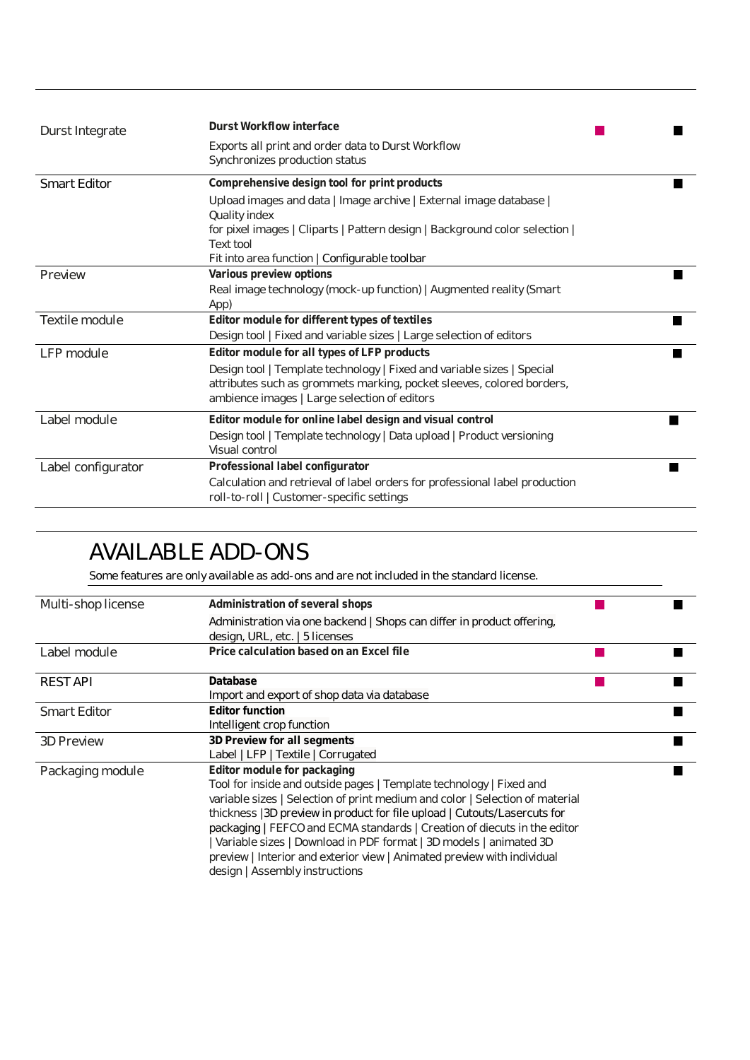| | | | |
|---|---|---|---|
| Durst Integrate | **Durst Workflow interface**<br>Exports all print and order data to Durst Workflow<br>Synchronizes production status | ■ | ■ |
| Smart Editor | **Comprehensive design tool for print products**<br>Upload images and data \| Image archive \| External image database \| Quality index<br>for pixel images \| Cliparts \| Pattern design \| Background color selection \| Text tool<br>Fit into area function \| Configurable toolbar | | ■ |
| Preview | **Various preview options**<br>Real image technology (mock-up function) \| Augmented reality (Smart App) | | ■ |
| Textile module | **Editor module for different types of textiles**<br>Design tool \| Fixed and variable sizes \| Large selection of editors | | ■ |
| LFP module | **Editor module for all types of LFP products**<br>Design tool \| Template technology \| Fixed and variable sizes \| Special attributes such as grommets marking, pocket sleeves, colored borders, ambience images \| Large selection of editors | | ■ |
| Label module | **Editor module for online label design and visual control**<br>Design tool \| Template technology \| Data upload \| Product versioning<br>Visual control | | ■ |
| Label configurator | **Professional label configurator**<br>Calculation and retrieval of label orders for professional label production roll-to-roll \| Customer-specific settings | | ■ |

# AVAILABLE ADD-ONS

Some features are only available as add-ons and are not included in the standard license.

| | | | |
|---|---|---|---|
| Multi-shop license | **Administration of several shops**<br>Administration via one backend \| Shops can differ in product offering, design, URL, etc. \| 5 licenses | ■ | ■ |
| Label module | **Price calculation based on an Excel file** | ■ | ■ |
| REST API | **Database**<br>Import and export of shop data via database | ■ | ■ |
| Smart Editor | **Editor function**<br>Intelligent crop function | | ■ |
| 3D Preview | **3D Preview for all segments**<br>Label \| LFP \| Textile \| Corrugated | | ■ |
| Packaging module | **Editor module for packaging**<br>Tool for inside and outside pages \| Template technology \| Fixed and variable sizes \| Selection of print medium and color \| Selection of material thickness \|3D preview in product for file upload \| Cutouts/Lasercuts for packaging \| FEFCO and ECMA standards \| Creation of diecuts in the editor \| Variable sizes \| Download in PDF format \| 3D models \| animated 3D preview \| Interior and exterior view \| Animated preview with individual design \| Assembly instructions | | ■ |